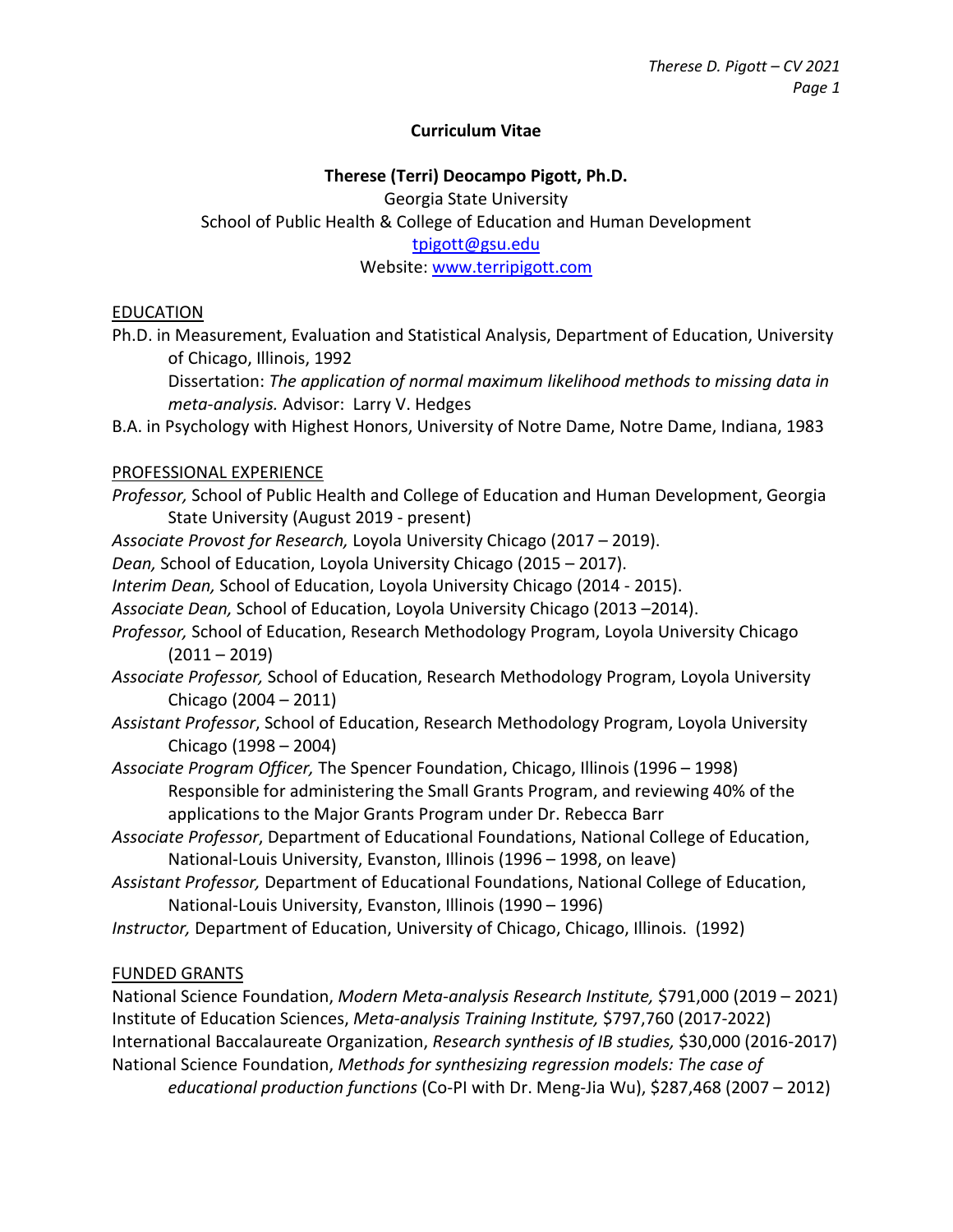# Curriculum Vitae

## Therese (Terri) Deocampo Pigott, Ph.D.

Georgia State University
School of Public Health & College of Education and Human Development
tpigott@gsu.edu
Website: www.terripigott.com

### EDUCATION

Ph.D. in Measurement, Evaluation and Statistical Analysis, Department of Education, University of Chicago, Illinois, 1992
Dissertation: *The application of normal maximum likelihood methods to missing data in meta-analysis.* Advisor: Larry V. Hedges

B.A. in Psychology with Highest Honors, University of Notre Dame, Notre Dame, Indiana, 1983

### PROFESSIONAL EXPERIENCE

*Professor,* School of Public Health and College of Education and Human Development, Georgia State University (August 2019 - present)

*Associate Provost for Research,* Loyola University Chicago (2017 – 2019).

*Dean,* School of Education, Loyola University Chicago (2015 – 2017).

*Interim Dean,* School of Education, Loyola University Chicago (2014 - 2015).

*Associate Dean,* School of Education, Loyola University Chicago (2013 –2014).

*Professor,* School of Education, Research Methodology Program, Loyola University Chicago (2011 – 2019)

*Associate Professor,* School of Education, Research Methodology Program, Loyola University Chicago (2004 – 2011)

*Assistant Professor*, School of Education, Research Methodology Program, Loyola University Chicago (1998 – 2004)

*Associate Program Officer,* The Spencer Foundation, Chicago, Illinois (1996 – 1998)
Responsible for administering the Small Grants Program, and reviewing 40% of the applications to the Major Grants Program under Dr. Rebecca Barr

*Associate Professor*, Department of Educational Foundations, National College of Education, National-Louis University, Evanston, Illinois (1996 – 1998, on leave)

*Assistant Professor,* Department of Educational Foundations, National College of Education, National-Louis University, Evanston, Illinois (1990 – 1996)

*Instructor,* Department of Education, University of Chicago, Chicago, Illinois. (1992)

### FUNDED GRANTS

National Science Foundation, *Modern Meta-analysis Research Institute,* $791,000 (2019 – 2021)

Institute of Education Sciences, *Meta-analysis Training Institute,* $797,760 (2017-2022)

International Baccalaureate Organization, *Research synthesis of IB studies,* $30,000 (2016-2017)

National Science Foundation, *Methods for synthesizing regression models: The case of educational production functions* (Co-PI with Dr. Meng-Jia Wu), $287,468 (2007 – 2012)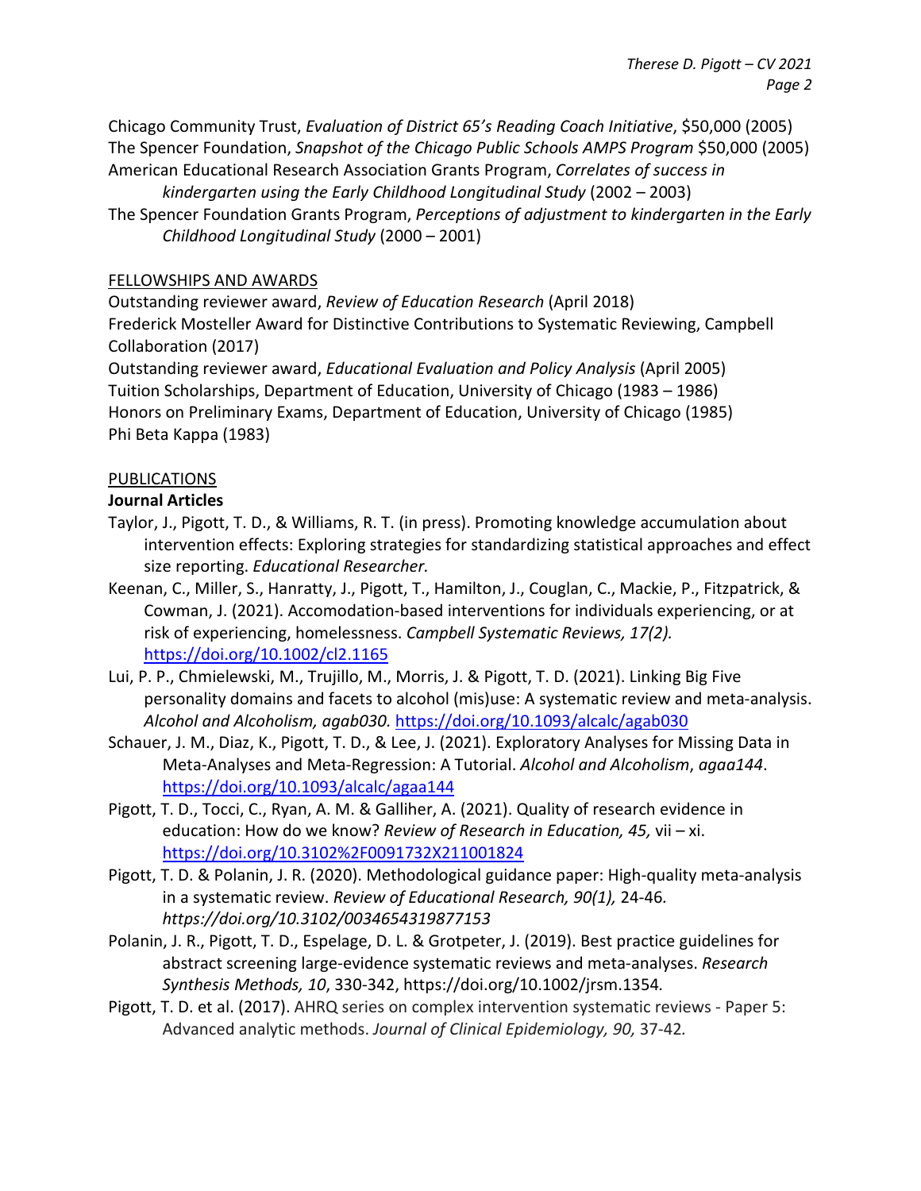Chicago Community Trust, *Evaluation of District 65's Reading Coach Initiative*, $50,000 (2005)
The Spencer Foundation, *Snapshot of the Chicago Public Schools AMPS Program* $50,000 (2005)
American Educational Research Association Grants Program, *Correlates of success in kindergarten using the Early Childhood Longitudinal Study* (2002 – 2003)
The Spencer Foundation Grants Program, *Perceptions of adjustment to kindergarten in the Early Childhood Longitudinal Study* (2000 – 2001)

## FELLOWSHIPS AND AWARDS

Outstanding reviewer award, *Review of Education Research* (April 2018)
Frederick Mosteller Award for Distinctive Contributions to Systematic Reviewing, Campbell Collaboration (2017)
Outstanding reviewer award, *Educational Evaluation and Policy Analysis* (April 2005)
Tuition Scholarships, Department of Education, University of Chicago (1983 – 1986)
Honors on Preliminary Exams, Department of Education, University of Chicago (1985)
Phi Beta Kappa (1983)

## PUBLICATIONS

### Journal Articles

Taylor, J., Pigott, T. D., & Williams, R. T. (in press). Promoting knowledge accumulation about intervention effects: Exploring strategies for standardizing statistical approaches and effect size reporting. *Educational Researcher.*

Keenan, C., Miller, S., Hanratty, J., Pigott, T., Hamilton, J., Couglan, C., Mackie, P., Fitzpatrick, & Cowman, J. (2021). Accomodation-based interventions for individuals experiencing, or at risk of experiencing, homelessness. *Campbell Systematic Reviews, 17(2).* https://doi.org/10.1002/cl2.1165

Lui, P. P., Chmielewski, M., Trujillo, M., Morris, J. & Pigott, T. D. (2021). Linking Big Five personality domains and facets to alcohol (mis)use: A systematic review and meta-analysis. *Alcohol and Alcoholism, agab030.* https://doi.org/10.1093/alcalc/agab030

Schauer, J. M., Diaz, K., Pigott, T. D., & Lee, J. (2021). Exploratory Analyses for Missing Data in Meta-Analyses and Meta-Regression: A Tutorial. *Alcohol and Alcoholism*, *agaa144*. https://doi.org/10.1093/alcalc/agaa144

Pigott, T. D., Tocci, C., Ryan, A. M. & Galliher, A. (2021). Quality of research evidence in education: How do we know? *Review of Research in Education, 45,* vii – xi. https://doi.org/10.3102%2F0091732X211001824

Pigott, T. D. & Polanin, J. R. (2020). Methodological guidance paper: High-quality meta-analysis in a systematic review. *Review of Educational Research, 90(1),* 24-46. *https://doi.org/10.3102/0034654319877153*

Polanin, J. R., Pigott, T. D., Espelage, D. L. & Grotpeter, J. (2019). Best practice guidelines for abstract screening large-evidence systematic reviews and meta-analyses. *Research Synthesis Methods, 10*, 330-342, https://doi.org/10.1002/jrsm.1354*.*

Pigott, T. D. et al. (2017). AHRQ series on complex intervention systematic reviews - Paper 5: Advanced analytic methods. *Journal of Clinical Epidemiology, 90,* 37-42*.*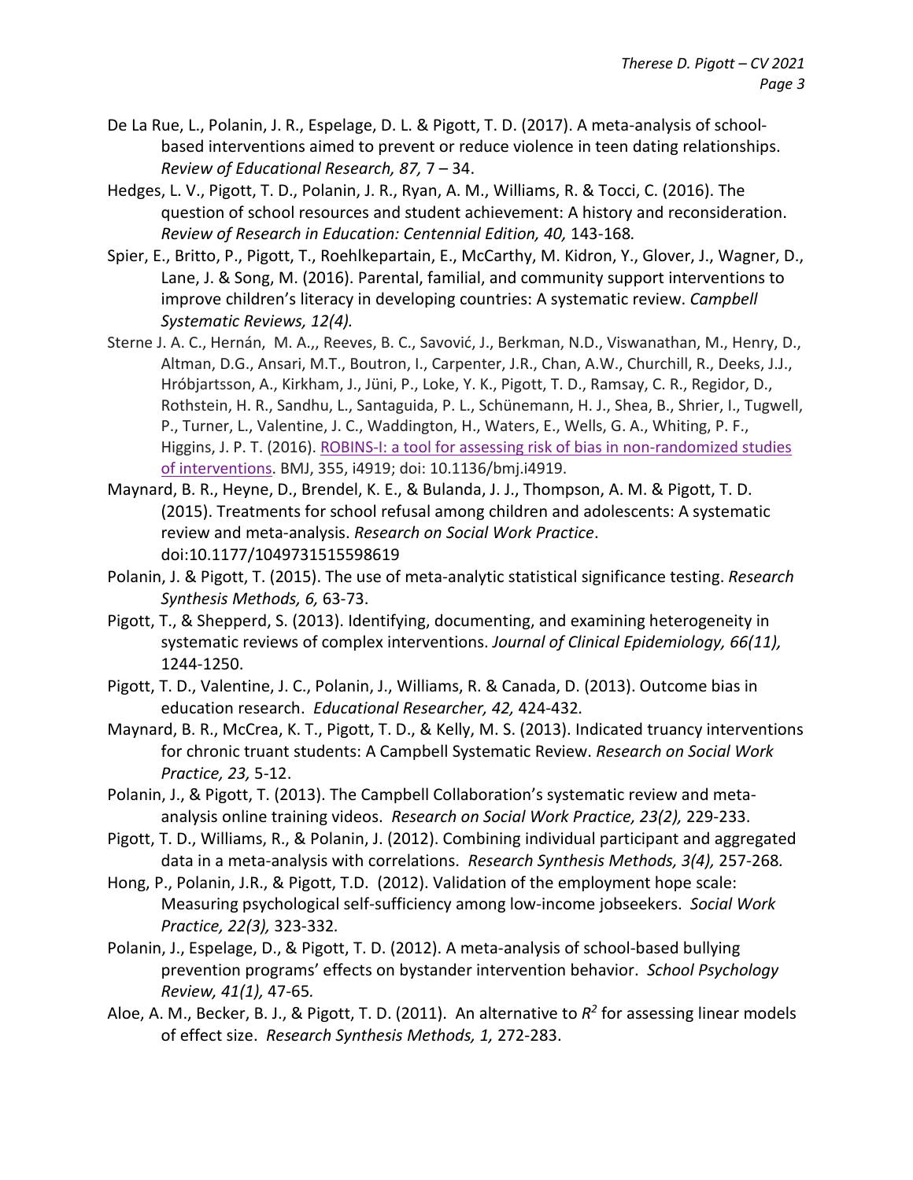De La Rue, L., Polanin, J. R., Espelage, D. L. & Pigott, T. D. (2017). A meta-analysis of school-based interventions aimed to prevent or reduce violence in teen dating relationships. *Review of Educational Research, 87,* 7 – 34.

Hedges, L. V., Pigott, T. D., Polanin, J. R., Ryan, A. M., Williams, R. & Tocci, C. (2016). The question of school resources and student achievement: A history and reconsideration. *Review of Research in Education: Centennial Edition, 40,* 143-168*.*

Spier, E., Britto, P., Pigott, T., Roehlkepartain, E., McCarthy, M. Kidron, Y., Glover, J., Wagner, D., Lane, J. & Song, M. (2016). Parental, familial, and community support interventions to improve children's literacy in developing countries: A systematic review. *Campbell Systematic Reviews, 12(4).*

Sterne J. A. C., Hernán, M. A.,, Reeves, B. C., Savović, J., Berkman, N.D., Viswanathan, M., Henry, D., Altman, D.G., Ansari, M.T., Boutron, I., Carpenter, J.R., Chan, A.W., Churchill, R., Deeks, J.J., Hróbjartsson, A., Kirkham, J., Jüni, P., Loke, Y. K., Pigott, T. D., Ramsay, C. R., Regidor, D., Rothstein, H. R., Sandhu, L., Santaguida, P. L., Schünemann, H. J., Shea, B., Shrier, I., Tugwell, P., Turner, L., Valentine, J. C., Waddington, H., Waters, E., Wells, G. A., Whiting, P. F., Higgins, J. P. T. (2016). ROBINS-I: a tool for assessing risk of bias in non-randomized studies of interventions. BMJ, 355, i4919; doi: 10.1136/bmj.i4919.

Maynard, B. R., Heyne, D., Brendel, K. E., & Bulanda, J. J., Thompson, A. M. & Pigott, T. D. (2015). Treatments for school refusal among children and adolescents: A systematic review and meta-analysis. *Research on Social Work Practice*. doi:10.1177/1049731515598619

Polanin, J. & Pigott, T. (2015). The use of meta-analytic statistical significance testing. *Research Synthesis Methods, 6,* 63-73.

Pigott, T., & Shepperd, S. (2013). Identifying, documenting, and examining heterogeneity in systematic reviews of complex interventions. *Journal of Clinical Epidemiology, 66(11),* 1244-1250.

Pigott, T. D., Valentine, J. C., Polanin, J., Williams, R. & Canada, D. (2013). Outcome bias in education research. *Educational Researcher, 42,* 424-432*.*

Maynard, B. R., McCrea, K. T., Pigott, T. D., & Kelly, M. S. (2013). Indicated truancy interventions for chronic truant students: A Campbell Systematic Review. *Research on Social Work Practice, 23,* 5-12.

Polanin, J., & Pigott, T. (2013). The Campbell Collaboration's systematic review and meta-analysis online training videos. *Research on Social Work Practice, 23(2),* 229-233.

Pigott, T. D., Williams, R., & Polanin, J. (2012). Combining individual participant and aggregated data in a meta-analysis with correlations. *Research Synthesis Methods, 3(4),* 257-268*.*

Hong, P., Polanin, J.R., & Pigott, T.D. (2012). Validation of the employment hope scale: Measuring psychological self-sufficiency among low-income jobseekers. *Social Work Practice, 22(3),* 323-332*.*

Polanin, J., Espelage, D., & Pigott, T. D. (2012). A meta-analysis of school-based bullying prevention programs' effects on bystander intervention behavior. *School Psychology Review, 41(1),* 47-65*.*

Aloe, A. M., Becker, B. J., & Pigott, T. D. (2011). An alternative to $R^2$ for assessing linear models of effect size. *Research Synthesis Methods, 1,* 272-283.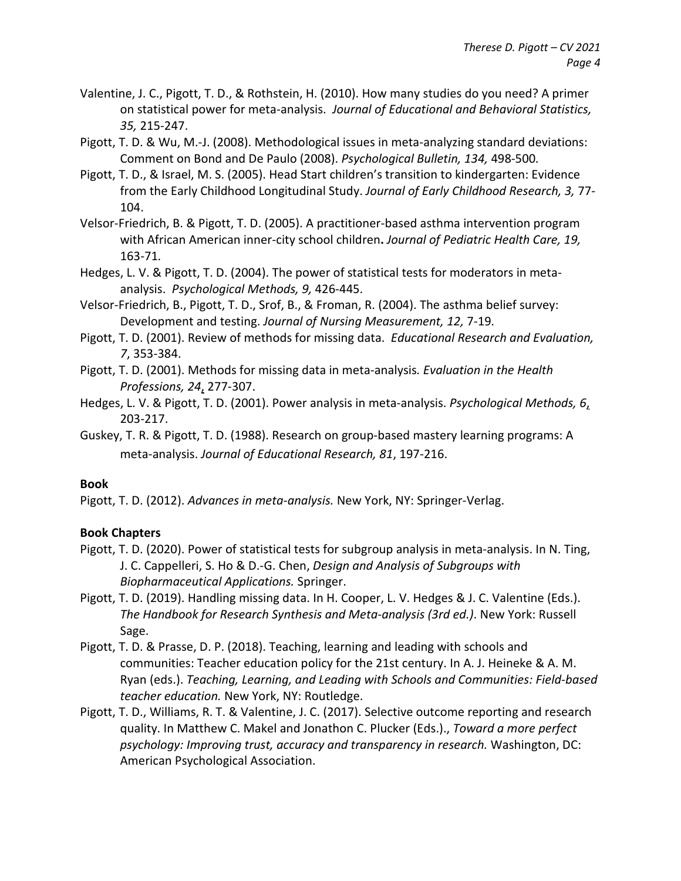Valentine, J. C., Pigott, T. D., & Rothstein, H. (2010). How many studies do you need? A primer on statistical power for meta-analysis. *Journal of Educational and Behavioral Statistics, 35,* 215-247.

Pigott, T. D. & Wu, M.-J. (2008). Methodological issues in meta-analyzing standard deviations: Comment on Bond and De Paulo (2008). *Psychological Bulletin, 134,* 498-500.

Pigott, T. D., & Israel, M. S. (2005). Head Start children's transition to kindergarten: Evidence from the Early Childhood Longitudinal Study. *Journal of Early Childhood Research, 3,* 77-104.

Velsor-Friedrich, B. & Pigott, T. D. (2005). A practitioner-based asthma intervention program with African American inner-city school children**.** *Journal of Pediatric Health Care, 19,* 163-71.

Hedges, L. V. & Pigott, T. D. (2004). The power of statistical tests for moderators in meta-analysis. *Psychological Methods, 9,* 426-445.

Velsor-Friedrich, B., Pigott, T. D., Srof, B., & Froman, R. (2004). The asthma belief survey: Development and testing. *Journal of Nursing Measurement, 12,* 7-19.

Pigott, T. D. (2001). Review of methods for missing data. *Educational Research and Evaluation, 7*, 353-384.

Pigott, T. D. (2001). Methods for missing data in meta-analysis. *Evaluation in the Health Professions, 24,* 277-307.

Hedges, L. V. & Pigott, T. D. (2001). Power analysis in meta-analysis. *Psychological Methods, 6,* 203-217.

Guskey, T. R. & Pigott, T. D. (1988). Research on group-based mastery learning programs: A meta-analysis. *Journal of Educational Research, 81*, 197-216.

**Book**

Pigott, T. D. (2012). *Advances in meta-analysis.* New York, NY: Springer-Verlag.

**Book Chapters**

Pigott, T. D. (2020). Power of statistical tests for subgroup analysis in meta-analysis. In N. Ting, J. C. Cappelleri, S. Ho & D.-G. Chen, *Design and Analysis of Subgroups with Biopharmaceutical Applications.* Springer.

Pigott, T. D. (2019). Handling missing data. In H. Cooper, L. V. Hedges & J. C. Valentine (Eds.). *The Handbook for Research Synthesis and Meta-analysis (3rd ed.)*. New York: Russell Sage.

Pigott, T. D. & Prasse, D. P. (2018). Teaching, learning and leading with schools and communities: Teacher education policy for the 21st century. In A. J. Heineke & A. M. Ryan (eds.). *Teaching, Learning, and Leading with Schools and Communities: Field-based teacher education.* New York, NY: Routledge.

Pigott, T. D., Williams, R. T. & Valentine, J. C. (2017). Selective outcome reporting and research quality. In Matthew C. Makel and Jonathon C. Plucker (Eds.)., *Toward a more perfect psychology: Improving trust, accuracy and transparency in research.* Washington, DC: American Psychological Association.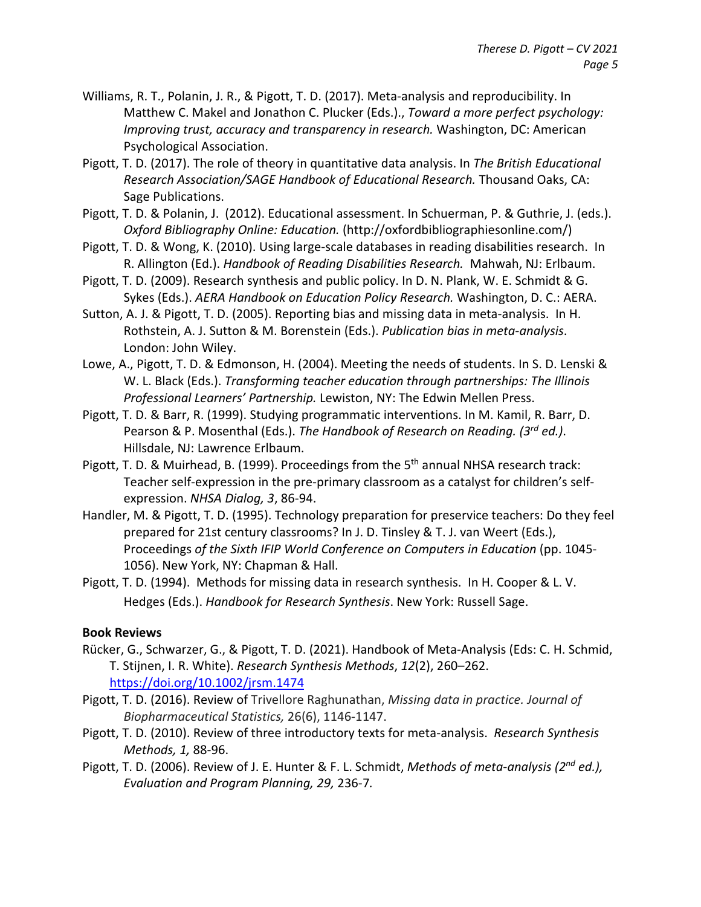Williams, R. T., Polanin, J. R., & Pigott, T. D. (2017). Meta-analysis and reproducibility. In Matthew C. Makel and Jonathon C. Plucker (Eds.)., *Toward a more perfect psychology: Improving trust, accuracy and transparency in research.* Washington, DC: American Psychological Association.

Pigott, T. D. (2017). The role of theory in quantitative data analysis. In *The British Educational Research Association/SAGE Handbook of Educational Research.* Thousand Oaks, CA: Sage Publications.

Pigott, T. D. & Polanin, J. (2012). Educational assessment. In Schuerman, P. & Guthrie, J. (eds.). *Oxford Bibliography Online: Education.* (http://oxfordbibliographiesonline.com/)

Pigott, T. D. & Wong, K. (2010). Using large-scale databases in reading disabilities research. In R. Allington (Ed.). *Handbook of Reading Disabilities Research.* Mahwah, NJ: Erlbaum.

Pigott, T. D. (2009). Research synthesis and public policy. In D. N. Plank, W. E. Schmidt & G. Sykes (Eds.). *AERA Handbook on Education Policy Research.* Washington, D. C.: AERA.

Sutton, A. J. & Pigott, T. D. (2005). Reporting bias and missing data in meta-analysis. In H. Rothstein, A. J. Sutton & M. Borenstein (Eds.). *Publication bias in meta-analysis*. London: John Wiley.

Lowe, A., Pigott, T. D. & Edmonson, H. (2004). Meeting the needs of students. In S. D. Lenski & W. L. Black (Eds.). *Transforming teacher education through partnerships: The Illinois Professional Learners' Partnership.* Lewiston, NY: The Edwin Mellen Press.

Pigott, T. D. & Barr, R. (1999). Studying programmatic interventions. In M. Kamil, R. Barr, D. Pearson & P. Mosenthal (Eds.). *The Handbook of Research on Reading. (3rd ed.)*. Hillsdale, NJ: Lawrence Erlbaum.

Pigott, T. D. & Muirhead, B. (1999). Proceedings from the 5th annual NHSA research track: Teacher self-expression in the pre-primary classroom as a catalyst for children's self-expression. *NHSA Dialog, 3*, 86-94.

Handler, M. & Pigott, T. D. (1995). Technology preparation for preservice teachers: Do they feel prepared for 21st century classrooms? In J. D. Tinsley & T. J. van Weert (Eds.), Proceedings *of the Sixth IFIP World Conference on Computers in Education* (pp. 1045-1056). New York, NY: Chapman & Hall.

Pigott, T. D. (1994). Methods for missing data in research synthesis. In H. Cooper & L. V. Hedges (Eds.). *Handbook for Research Synthesis*. New York: Russell Sage.

**Book Reviews**

Rücker, G., Schwarzer, G., & Pigott, T. D. (2021). Handbook of Meta-Analysis (Eds: C. H. Schmid, T. Stijnen, I. R. White). *Research Synthesis Methods*, *12*(2), 260–262. https://doi.org/10.1002/jrsm.1474

Pigott, T. D. (2016). Review of Trivellore Raghunathan, *Missing data in practice. Journal of Biopharmaceutical Statistics,* 26(6), 1146-1147.

Pigott, T. D. (2010). Review of three introductory texts for meta-analysis. *Research Synthesis Methods, 1,* 88-96.

Pigott, T. D. (2006). Review of J. E. Hunter & F. L. Schmidt, *Methods of meta-analysis (2nd ed.), Evaluation and Program Planning, 29,* 236-7.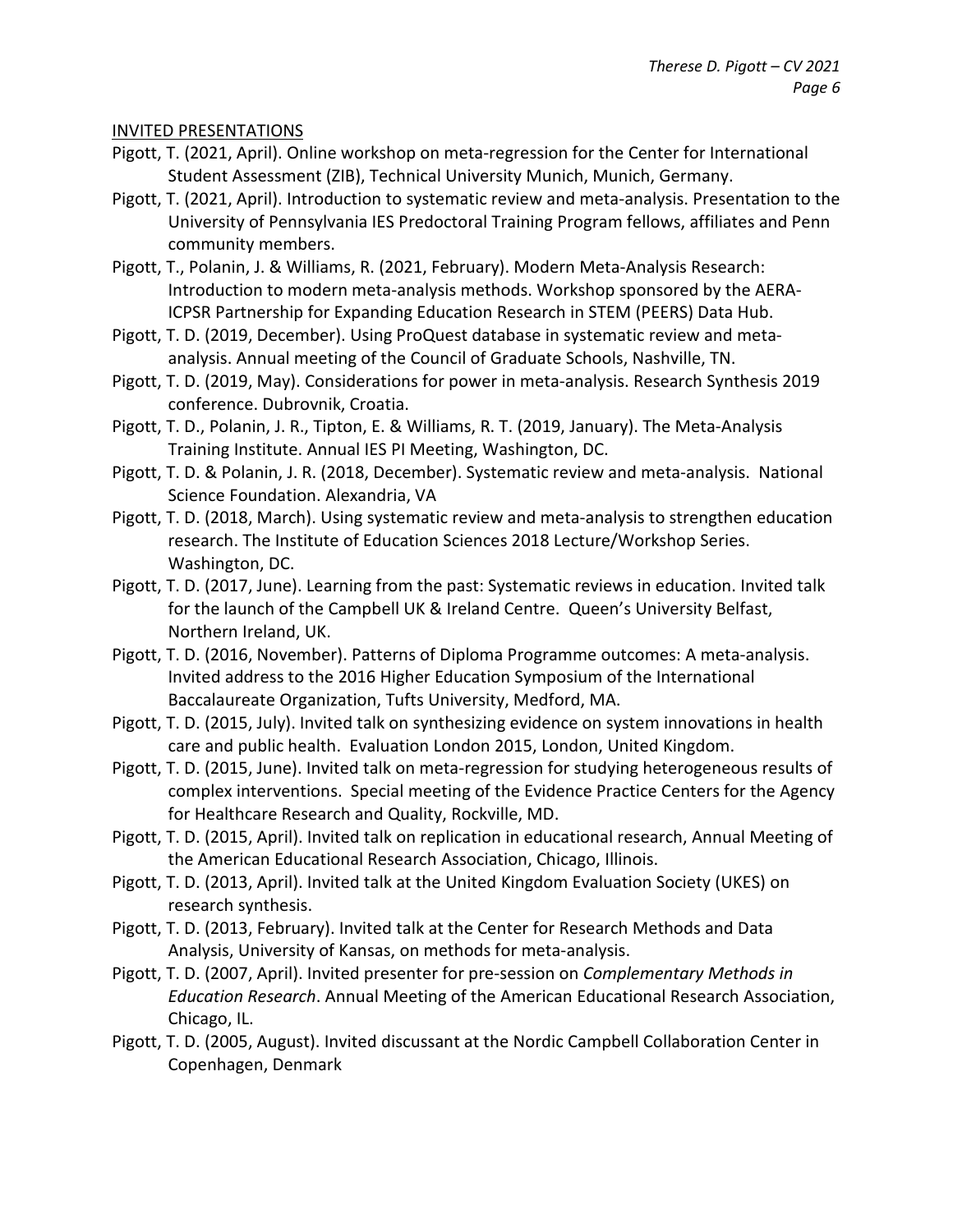## INVITED PRESENTATIONS

Pigott, T. (2021, April). Online workshop on meta-regression for the Center for International Student Assessment (ZIB), Technical University Munich, Munich, Germany.

Pigott, T. (2021, April). Introduction to systematic review and meta-analysis. Presentation to the University of Pennsylvania IES Predoctoral Training Program fellows, affiliates and Penn community members.

Pigott, T., Polanin, J. & Williams, R. (2021, February). Modern Meta-Analysis Research: Introduction to modern meta-analysis methods. Workshop sponsored by the AERA-ICPSR Partnership for Expanding Education Research in STEM (PEERS) Data Hub.

Pigott, T. D. (2019, December). Using ProQuest database in systematic review and meta-analysis. Annual meeting of the Council of Graduate Schools, Nashville, TN.

Pigott, T. D. (2019, May). Considerations for power in meta-analysis. Research Synthesis 2019 conference. Dubrovnik, Croatia.

Pigott, T. D., Polanin, J. R., Tipton, E. & Williams, R. T. (2019, January). The Meta-Analysis Training Institute. Annual IES PI Meeting, Washington, DC.

Pigott, T. D. & Polanin, J. R. (2018, December). Systematic review and meta-analysis. National Science Foundation. Alexandria, VA

Pigott, T. D. (2018, March). Using systematic review and meta-analysis to strengthen education research. The Institute of Education Sciences 2018 Lecture/Workshop Series. Washington, DC.

Pigott, T. D. (2017, June). Learning from the past: Systematic reviews in education. Invited talk for the launch of the Campbell UK & Ireland Centre. Queen's University Belfast, Northern Ireland, UK.

Pigott, T. D. (2016, November). Patterns of Diploma Programme outcomes: A meta-analysis. Invited address to the 2016 Higher Education Symposium of the International Baccalaureate Organization, Tufts University, Medford, MA.

Pigott, T. D. (2015, July). Invited talk on synthesizing evidence on system innovations in health care and public health. Evaluation London 2015, London, United Kingdom.

Pigott, T. D. (2015, June). Invited talk on meta-regression for studying heterogeneous results of complex interventions. Special meeting of the Evidence Practice Centers for the Agency for Healthcare Research and Quality, Rockville, MD.

Pigott, T. D. (2015, April). Invited talk on replication in educational research, Annual Meeting of the American Educational Research Association, Chicago, Illinois.

Pigott, T. D. (2013, April). Invited talk at the United Kingdom Evaluation Society (UKES) on research synthesis.

Pigott, T. D. (2013, February). Invited talk at the Center for Research Methods and Data Analysis, University of Kansas, on methods for meta-analysis.

Pigott, T. D. (2007, April). Invited presenter for pre-session on *Complementary Methods in Education Research*. Annual Meeting of the American Educational Research Association, Chicago, IL.

Pigott, T. D. (2005, August). Invited discussant at the Nordic Campbell Collaboration Center in Copenhagen, Denmark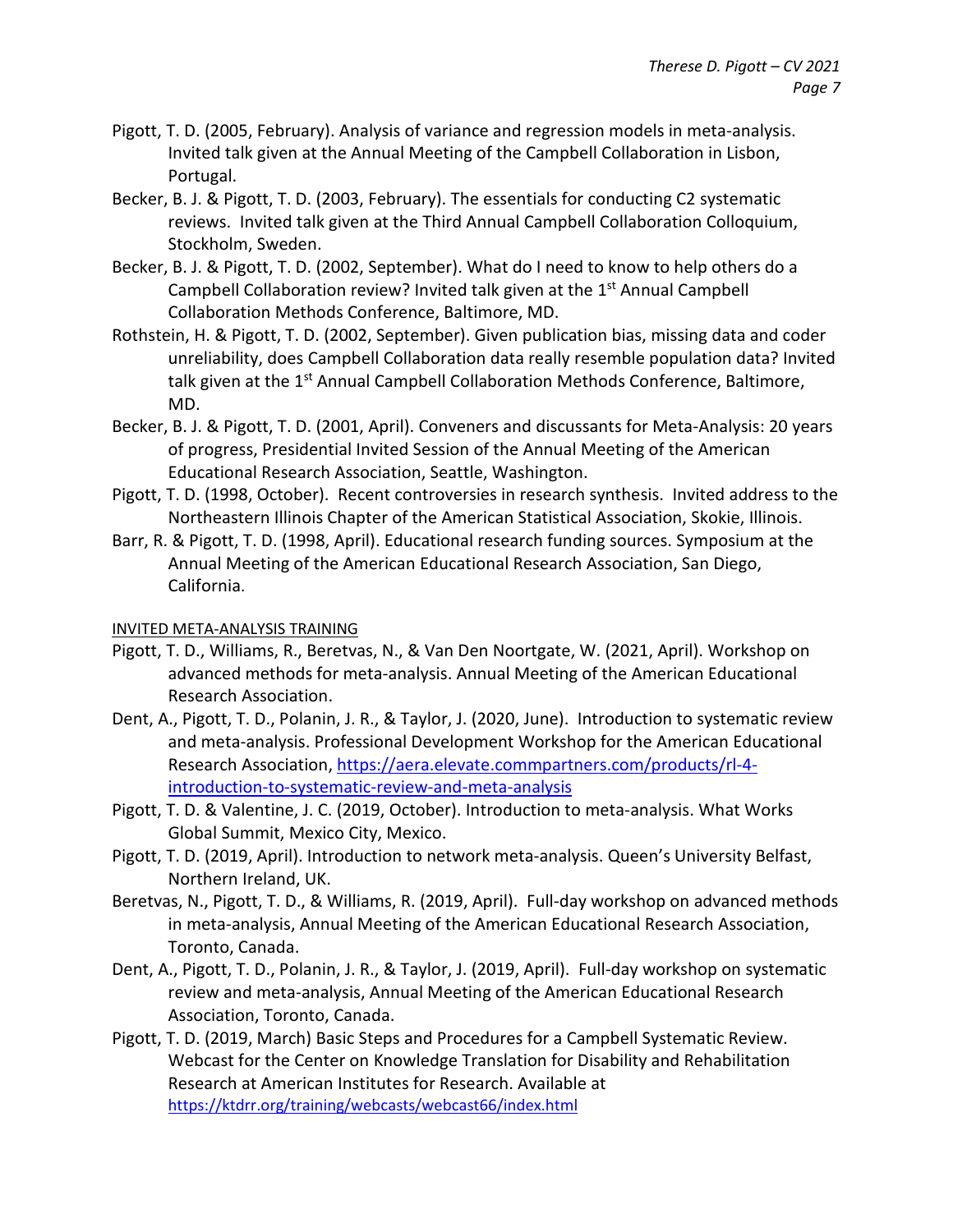Pigott, T. D. (2005, February). Analysis of variance and regression models in meta-analysis. Invited talk given at the Annual Meeting of the Campbell Collaboration in Lisbon, Portugal.

Becker, B. J. & Pigott, T. D. (2003, February). The essentials for conducting C2 systematic reviews. Invited talk given at the Third Annual Campbell Collaboration Colloquium, Stockholm, Sweden.

Becker, B. J. & Pigott, T. D. (2002, September). What do I need to know to help others do a Campbell Collaboration review? Invited talk given at the 1st Annual Campbell Collaboration Methods Conference, Baltimore, MD.

Rothstein, H. & Pigott, T. D. (2002, September). Given publication bias, missing data and coder unreliability, does Campbell Collaboration data really resemble population data? Invited talk given at the 1st Annual Campbell Collaboration Methods Conference, Baltimore, MD.

Becker, B. J. & Pigott, T. D. (2001, April). Conveners and discussants for Meta-Analysis: 20 years of progress, Presidential Invited Session of the Annual Meeting of the American Educational Research Association, Seattle, Washington.

Pigott, T. D. (1998, October). Recent controversies in research synthesis. Invited address to the Northeastern Illinois Chapter of the American Statistical Association, Skokie, Illinois.

Barr, R. & Pigott, T. D. (1998, April). Educational research funding sources. Symposium at the Annual Meeting of the American Educational Research Association, San Diego, California.

INVITED META-ANALYSIS TRAINING

Pigott, T. D., Williams, R., Beretvas, N., & Van Den Noortgate, W. (2021, April). Workshop on advanced methods for meta-analysis. Annual Meeting of the American Educational Research Association.

Dent, A., Pigott, T. D., Polanin, J. R., & Taylor, J. (2020, June). Introduction to systematic review and meta-analysis. Professional Development Workshop for the American Educational Research Association, https://aera.elevate.commpartners.com/products/rl-4-introduction-to-systematic-review-and-meta-analysis

Pigott, T. D. & Valentine, J. C. (2019, October). Introduction to meta-analysis. What Works Global Summit, Mexico City, Mexico.

Pigott, T. D. (2019, April). Introduction to network meta-analysis. Queen's University Belfast, Northern Ireland, UK.

Beretvas, N., Pigott, T. D., & Williams, R. (2019, April). Full-day workshop on advanced methods in meta-analysis, Annual Meeting of the American Educational Research Association, Toronto, Canada.

Dent, A., Pigott, T. D., Polanin, J. R., & Taylor, J. (2019, April). Full-day workshop on systematic review and meta-analysis, Annual Meeting of the American Educational Research Association, Toronto, Canada.

Pigott, T. D. (2019, March) Basic Steps and Procedures for a Campbell Systematic Review. Webcast for the Center on Knowledge Translation for Disability and Rehabilitation Research at American Institutes for Research. Available at https://ktdrr.org/training/webcasts/webcast66/index.html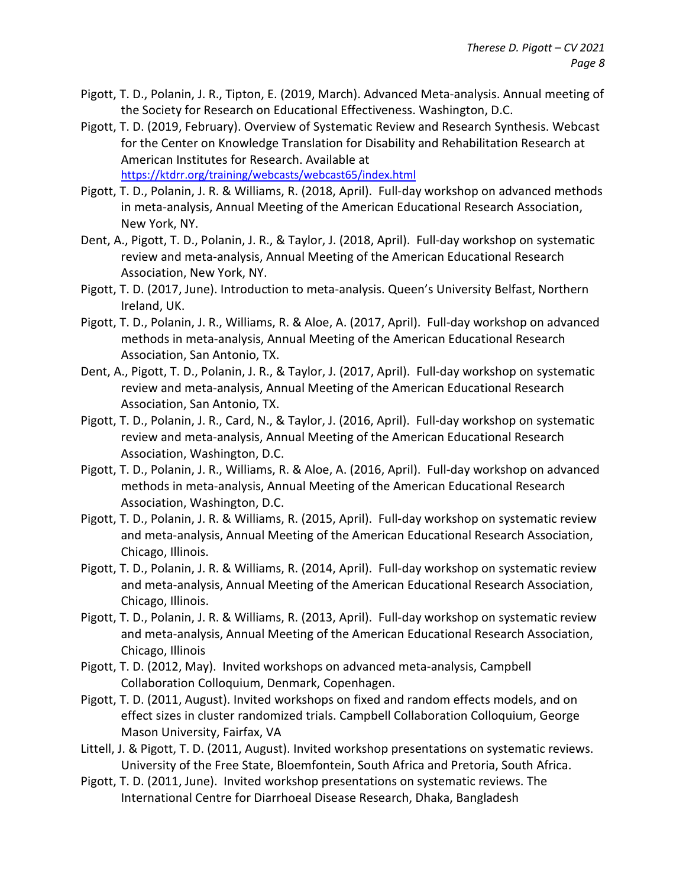Pigott, T. D., Polanin, J. R., Tipton, E. (2019, March). Advanced Meta-analysis. Annual meeting of the Society for Research on Educational Effectiveness. Washington, D.C.

Pigott, T. D. (2019, February). Overview of Systematic Review and Research Synthesis. Webcast for the Center on Knowledge Translation for Disability and Rehabilitation Research at American Institutes for Research. Available at https://ktdrr.org/training/webcasts/webcast65/index.html

Pigott, T. D., Polanin, J. R. & Williams, R. (2018, April). Full-day workshop on advanced methods in meta-analysis, Annual Meeting of the American Educational Research Association, New York, NY.

Dent, A., Pigott, T. D., Polanin, J. R., & Taylor, J. (2018, April). Full-day workshop on systematic review and meta-analysis, Annual Meeting of the American Educational Research Association, New York, NY.

Pigott, T. D. (2017, June). Introduction to meta-analysis. Queen's University Belfast, Northern Ireland, UK.

Pigott, T. D., Polanin, J. R., Williams, R. & Aloe, A. (2017, April). Full-day workshop on advanced methods in meta-analysis, Annual Meeting of the American Educational Research Association, San Antonio, TX.

Dent, A., Pigott, T. D., Polanin, J. R., & Taylor, J. (2017, April). Full-day workshop on systematic review and meta-analysis, Annual Meeting of the American Educational Research Association, San Antonio, TX.

Pigott, T. D., Polanin, J. R., Card, N., & Taylor, J. (2016, April). Full-day workshop on systematic review and meta-analysis, Annual Meeting of the American Educational Research Association, Washington, D.C.

Pigott, T. D., Polanin, J. R., Williams, R. & Aloe, A. (2016, April). Full-day workshop on advanced methods in meta-analysis, Annual Meeting of the American Educational Research Association, Washington, D.C.

Pigott, T. D., Polanin, J. R. & Williams, R. (2015, April). Full-day workshop on systematic review and meta-analysis, Annual Meeting of the American Educational Research Association, Chicago, Illinois.

Pigott, T. D., Polanin, J. R. & Williams, R. (2014, April). Full-day workshop on systematic review and meta-analysis, Annual Meeting of the American Educational Research Association, Chicago, Illinois.

Pigott, T. D., Polanin, J. R. & Williams, R. (2013, April). Full-day workshop on systematic review and meta-analysis, Annual Meeting of the American Educational Research Association, Chicago, Illinois

Pigott, T. D. (2012, May). Invited workshops on advanced meta-analysis, Campbell Collaboration Colloquium, Denmark, Copenhagen.

Pigott, T. D. (2011, August). Invited workshops on fixed and random effects models, and on effect sizes in cluster randomized trials. Campbell Collaboration Colloquium, George Mason University, Fairfax, VA

Littell, J. & Pigott, T. D. (2011, August). Invited workshop presentations on systematic reviews. University of the Free State, Bloemfontein, South Africa and Pretoria, South Africa.

Pigott, T. D. (2011, June). Invited workshop presentations on systematic reviews. The International Centre for Diarrhoeal Disease Research, Dhaka, Bangladesh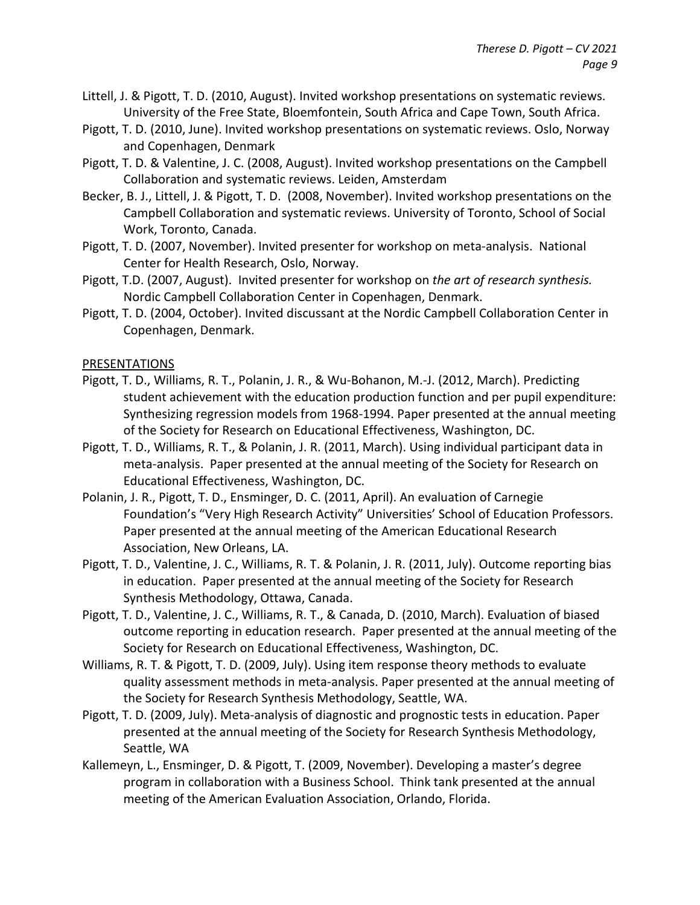Littell, J. & Pigott, T. D. (2010, August). Invited workshop presentations on systematic reviews. University of the Free State, Bloemfontein, South Africa and Cape Town, South Africa.

Pigott, T. D. (2010, June). Invited workshop presentations on systematic reviews. Oslo, Norway and Copenhagen, Denmark

Pigott, T. D. & Valentine, J. C. (2008, August). Invited workshop presentations on the Campbell Collaboration and systematic reviews. Leiden, Amsterdam

Becker, B. J., Littell, J. & Pigott, T. D. (2008, November). Invited workshop presentations on the Campbell Collaboration and systematic reviews. University of Toronto, School of Social Work, Toronto, Canada.

Pigott, T. D. (2007, November). Invited presenter for workshop on meta-analysis. National Center for Health Research, Oslo, Norway.

Pigott, T.D. (2007, August). Invited presenter for workshop on *the art of research synthesis.* Nordic Campbell Collaboration Center in Copenhagen, Denmark.

Pigott, T. D. (2004, October). Invited discussant at the Nordic Campbell Collaboration Center in Copenhagen, Denmark.

PRESENTATIONS

Pigott, T. D., Williams, R. T., Polanin, J. R., & Wu-Bohanon, M.-J. (2012, March). Predicting student achievement with the education production function and per pupil expenditure: Synthesizing regression models from 1968-1994. Paper presented at the annual meeting of the Society for Research on Educational Effectiveness, Washington, DC.

Pigott, T. D., Williams, R. T., & Polanin, J. R. (2011, March). Using individual participant data in meta-analysis. Paper presented at the annual meeting of the Society for Research on Educational Effectiveness, Washington, DC.

Polanin, J. R., Pigott, T. D., Ensminger, D. C. (2011, April). An evaluation of Carnegie Foundation's "Very High Research Activity" Universities' School of Education Professors. Paper presented at the annual meeting of the American Educational Research Association, New Orleans, LA.

Pigott, T. D., Valentine, J. C., Williams, R. T. & Polanin, J. R. (2011, July). Outcome reporting bias in education. Paper presented at the annual meeting of the Society for Research Synthesis Methodology, Ottawa, Canada.

Pigott, T. D., Valentine, J. C., Williams, R. T., & Canada, D. (2010, March). Evaluation of biased outcome reporting in education research. Paper presented at the annual meeting of the Society for Research on Educational Effectiveness, Washington, DC.

Williams, R. T. & Pigott, T. D. (2009, July). Using item response theory methods to evaluate quality assessment methods in meta-analysis. Paper presented at the annual meeting of the Society for Research Synthesis Methodology, Seattle, WA.

Pigott, T. D. (2009, July). Meta-analysis of diagnostic and prognostic tests in education. Paper presented at the annual meeting of the Society for Research Synthesis Methodology, Seattle, WA

Kallemeyn, L., Ensminger, D. & Pigott, T. (2009, November). Developing a master's degree program in collaboration with a Business School. Think tank presented at the annual meeting of the American Evaluation Association, Orlando, Florida.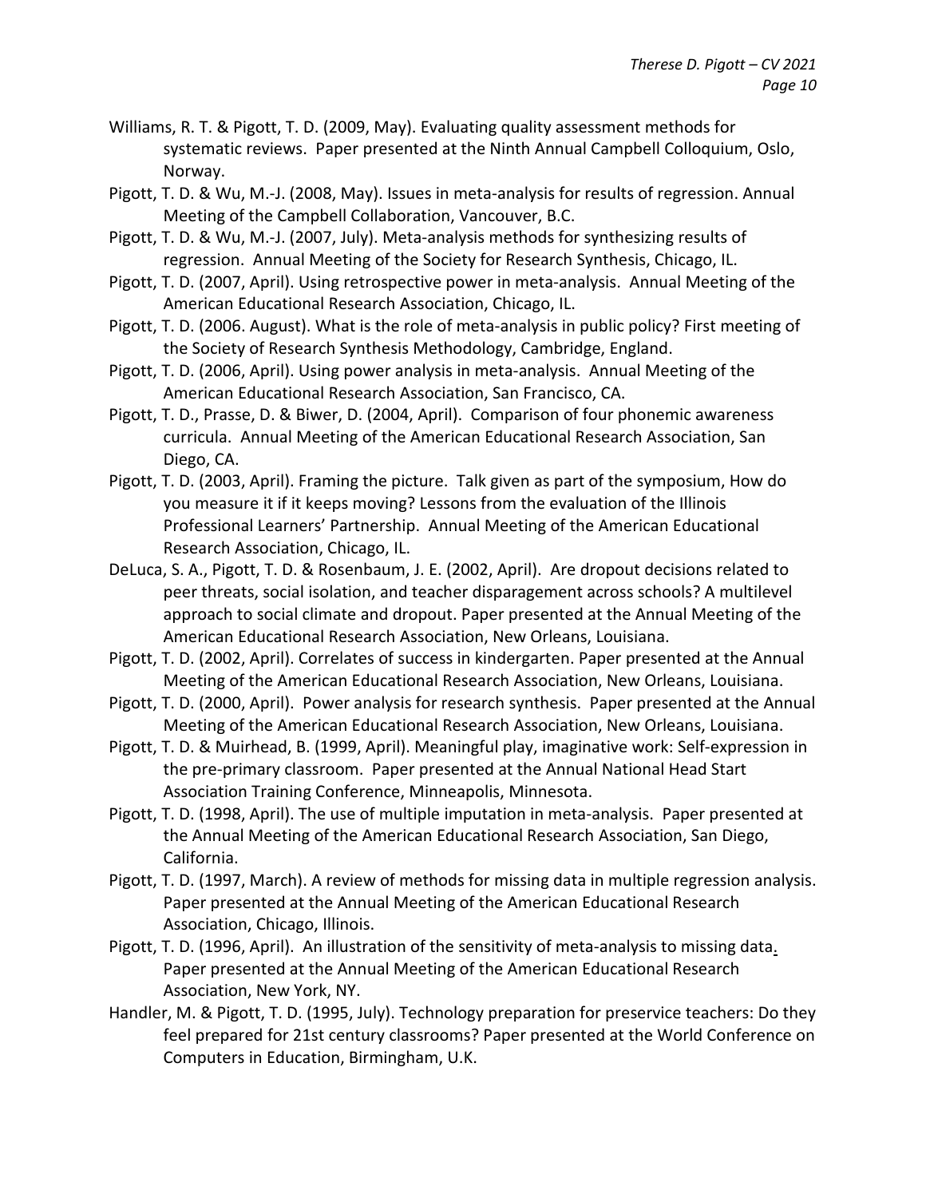Williams, R. T. & Pigott, T. D. (2009, May). Evaluating quality assessment methods for systematic reviews. Paper presented at the Ninth Annual Campbell Colloquium, Oslo, Norway.

Pigott, T. D. & Wu, M.-J. (2008, May). Issues in meta-analysis for results of regression. Annual Meeting of the Campbell Collaboration, Vancouver, B.C.

Pigott, T. D. & Wu, M.-J. (2007, July). Meta-analysis methods for synthesizing results of regression. Annual Meeting of the Society for Research Synthesis, Chicago, IL.

Pigott, T. D. (2007, April). Using retrospective power in meta-analysis. Annual Meeting of the American Educational Research Association, Chicago, IL.

Pigott, T. D. (2006. August). What is the role of meta-analysis in public policy? First meeting of the Society of Research Synthesis Methodology, Cambridge, England.

Pigott, T. D. (2006, April). Using power analysis in meta-analysis. Annual Meeting of the American Educational Research Association, San Francisco, CA.

Pigott, T. D., Prasse, D. & Biwer, D. (2004, April). Comparison of four phonemic awareness curricula. Annual Meeting of the American Educational Research Association, San Diego, CA.

Pigott, T. D. (2003, April). Framing the picture. Talk given as part of the symposium, How do you measure it if it keeps moving? Lessons from the evaluation of the Illinois Professional Learners' Partnership. Annual Meeting of the American Educational Research Association, Chicago, IL.

DeLuca, S. A., Pigott, T. D. & Rosenbaum, J. E. (2002, April). Are dropout decisions related to peer threats, social isolation, and teacher disparagement across schools? A multilevel approach to social climate and dropout. Paper presented at the Annual Meeting of the American Educational Research Association, New Orleans, Louisiana.

Pigott, T. D. (2002, April). Correlates of success in kindergarten. Paper presented at the Annual Meeting of the American Educational Research Association, New Orleans, Louisiana.

Pigott, T. D. (2000, April). Power analysis for research synthesis. Paper presented at the Annual Meeting of the American Educational Research Association, New Orleans, Louisiana.

Pigott, T. D. & Muirhead, B. (1999, April). Meaningful play, imaginative work: Self-expression in the pre-primary classroom. Paper presented at the Annual National Head Start Association Training Conference, Minneapolis, Minnesota.

Pigott, T. D. (1998, April). The use of multiple imputation in meta-analysis. Paper presented at the Annual Meeting of the American Educational Research Association, San Diego, California.

Pigott, T. D. (1997, March). A review of methods for missing data in multiple regression analysis. Paper presented at the Annual Meeting of the American Educational Research Association, Chicago, Illinois.

Pigott, T. D. (1996, April). An illustration of the sensitivity of meta-analysis to missing data. Paper presented at the Annual Meeting of the American Educational Research Association, New York, NY.

Handler, M. & Pigott, T. D. (1995, July). Technology preparation for preservice teachers: Do they feel prepared for 21st century classrooms? Paper presented at the World Conference on Computers in Education, Birmingham, U.K.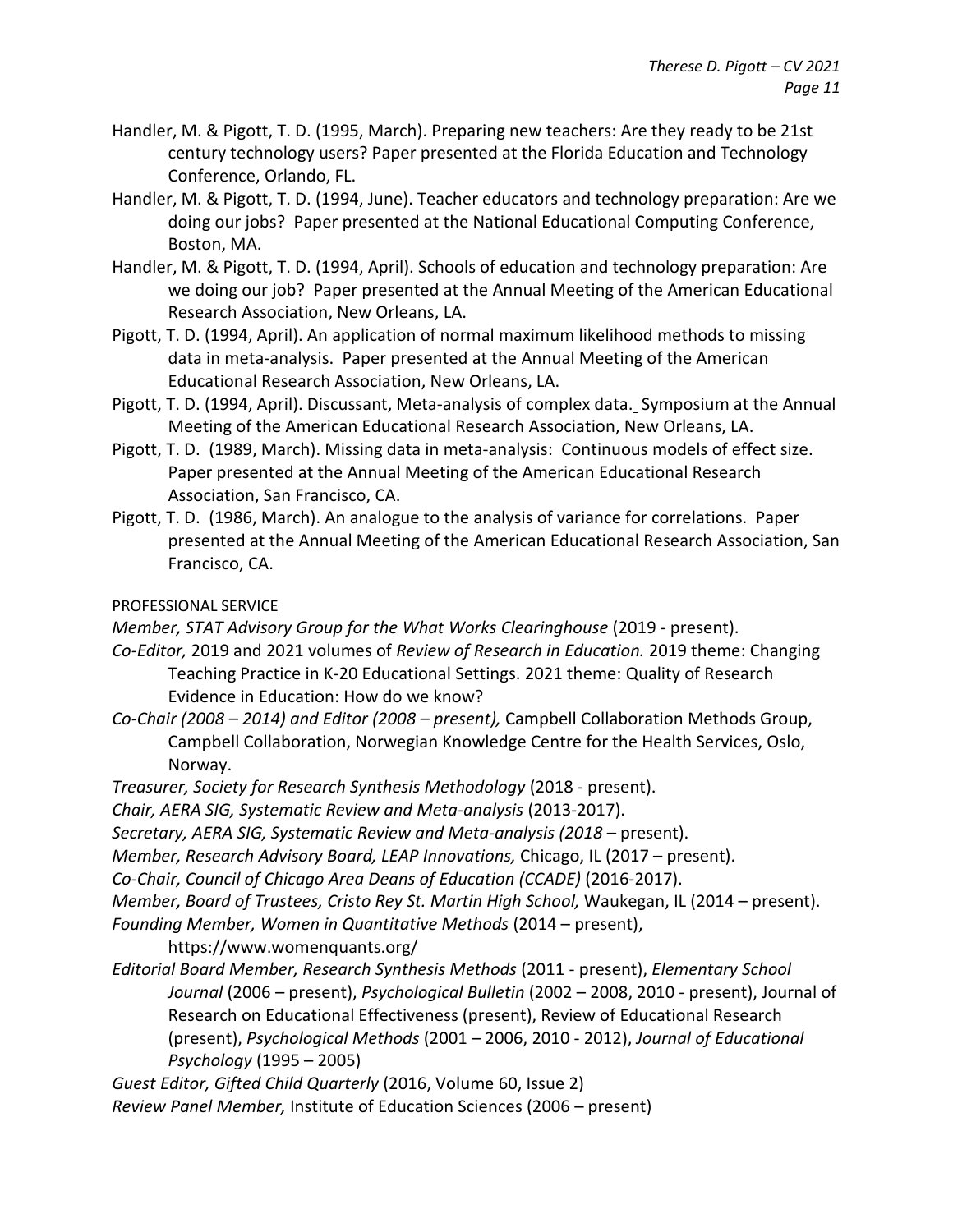Handler, M. & Pigott, T. D. (1995, March). Preparing new teachers: Are they ready to be 21st century technology users? Paper presented at the Florida Education and Technology Conference, Orlando, FL.

Handler, M. & Pigott, T. D. (1994, June). Teacher educators and technology preparation: Are we doing our jobs? Paper presented at the National Educational Computing Conference, Boston, MA.

Handler, M. & Pigott, T. D. (1994, April). Schools of education and technology preparation: Are we doing our job? Paper presented at the Annual Meeting of the American Educational Research Association, New Orleans, LA.

Pigott, T. D. (1994, April). An application of normal maximum likelihood methods to missing data in meta-analysis. Paper presented at the Annual Meeting of the American Educational Research Association, New Orleans, LA.

Pigott, T. D. (1994, April). Discussant, Meta-analysis of complex data. Symposium at the Annual Meeting of the American Educational Research Association, New Orleans, LA.

Pigott, T. D. (1989, March). Missing data in meta-analysis: Continuous models of effect size. Paper presented at the Annual Meeting of the American Educational Research Association, San Francisco, CA.

Pigott, T. D. (1986, March). An analogue to the analysis of variance for correlations. Paper presented at the Annual Meeting of the American Educational Research Association, San Francisco, CA.

PROFESSIONAL SERVICE

*Member, STAT Advisory Group for the What Works Clearinghouse* (2019 - present).

*Co-Editor,* 2019 and 2021 volumes of *Review of Research in Education.* 2019 theme: Changing Teaching Practice in K-20 Educational Settings. 2021 theme: Quality of Research Evidence in Education: How do we know?

*Co-Chair (2008 – 2014) and Editor (2008 – present),* Campbell Collaboration Methods Group, Campbell Collaboration, Norwegian Knowledge Centre for the Health Services, Oslo, Norway.

*Treasurer, Society for Research Synthesis Methodology* (2018 - present).

*Chair, AERA SIG, Systematic Review and Meta-analysis* (2013-2017).

*Secretary, AERA SIG, Systematic Review and Meta-analysis (2018* – present).

*Member, Research Advisory Board, LEAP Innovations,* Chicago, IL (2017 – present).

*Co-Chair, Council of Chicago Area Deans of Education (CCADE)* (2016-2017).

*Member, Board of Trustees, Cristo Rey St. Martin High School,* Waukegan, IL (2014 – present).

*Founding Member, Women in Quantitative Methods* (2014 – present), https://www.womenquants.org/

*Editorial Board Member, Research Synthesis Methods* (2011 - present), *Elementary School Journal* (2006 – present), *Psychological Bulletin* (2002 – 2008, 2010 - present), Journal of Research on Educational Effectiveness (present), Review of Educational Research (present), *Psychological Methods* (2001 – 2006, 2010 - 2012), *Journal of Educational Psychology* (1995 – 2005)

*Guest Editor, Gifted Child Quarterly* (2016, Volume 60, Issue 2)

*Review Panel Member,* Institute of Education Sciences (2006 – present)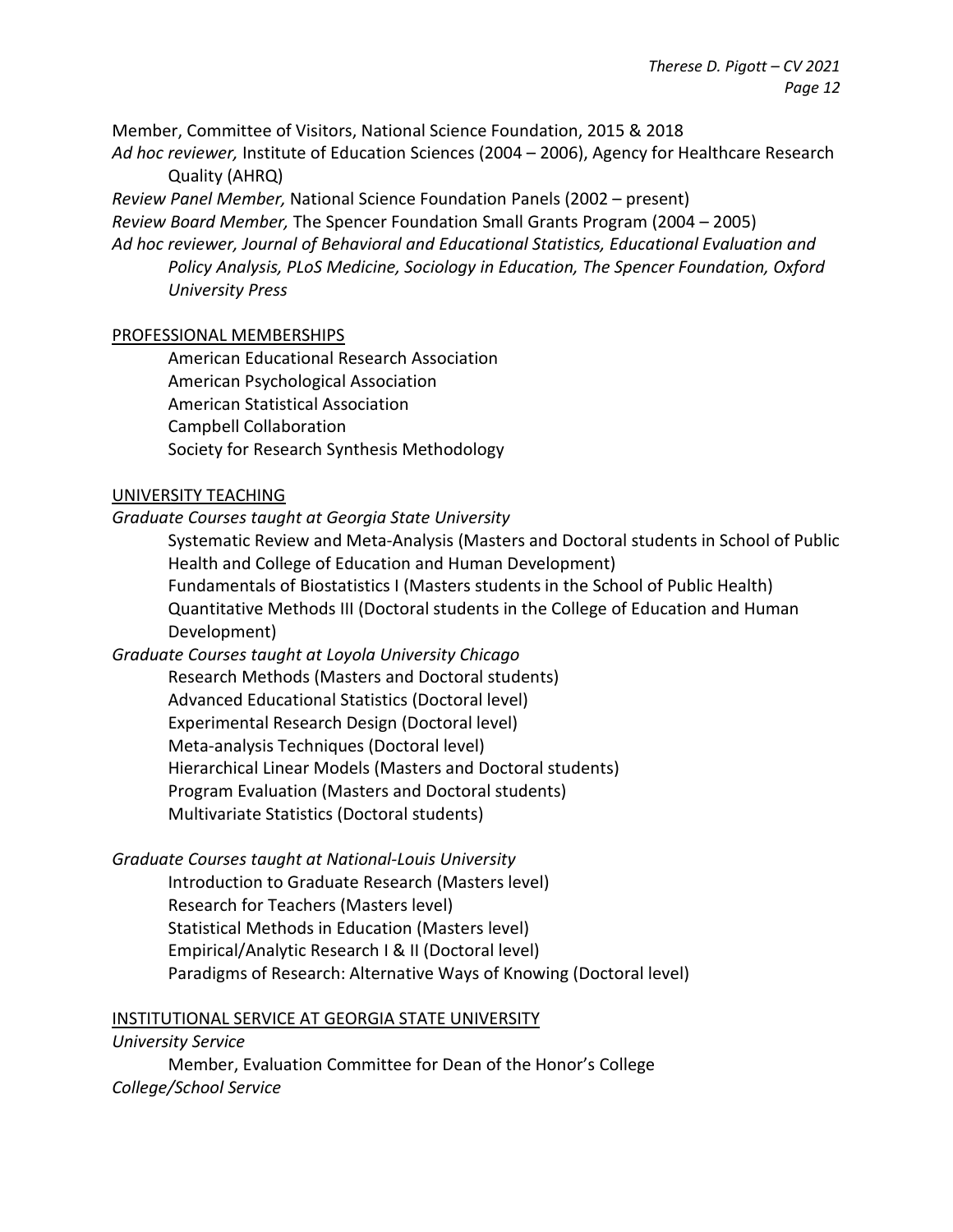Member, Committee of Visitors, National Science Foundation, 2015 & 2018

*Ad hoc reviewer,* Institute of Education Sciences (2004 – 2006), Agency for Healthcare Research Quality (AHRQ)

*Review Panel Member,* National Science Foundation Panels (2002 – present)

*Review Board Member,* The Spencer Foundation Small Grants Program (2004 – 2005)

*Ad hoc reviewer, Journal of Behavioral and Educational Statistics, Educational Evaluation and Policy Analysis, PLoS Medicine, Sociology in Education, The Spencer Foundation, Oxford University Press*

## PROFESSIONAL MEMBERSHIPS

American Educational Research Association
American Psychological Association
American Statistical Association
Campbell Collaboration
Society for Research Synthesis Methodology

## UNIVERSITY TEACHING

*Graduate Courses taught at Georgia State University*

Systematic Review and Meta-Analysis (Masters and Doctoral students in School of Public Health and College of Education and Human Development)
Fundamentals of Biostatistics I (Masters students in the School of Public Health)
Quantitative Methods III (Doctoral students in the College of Education and Human Development)

*Graduate Courses taught at Loyola University Chicago*

Research Methods (Masters and Doctoral students)
Advanced Educational Statistics (Doctoral level)
Experimental Research Design (Doctoral level)
Meta-analysis Techniques (Doctoral level)
Hierarchical Linear Models (Masters and Doctoral students)
Program Evaluation (Masters and Doctoral students)
Multivariate Statistics (Doctoral students)

*Graduate Courses taught at National-Louis University*

Introduction to Graduate Research (Masters level)
Research for Teachers (Masters level)
Statistical Methods in Education (Masters level)
Empirical/Analytic Research I & II (Doctoral level)
Paradigms of Research: Alternative Ways of Knowing (Doctoral level)

## INSTITUTIONAL SERVICE AT GEORGIA STATE UNIVERSITY

*University Service*

Member, Evaluation Committee for Dean of the Honor's College

*College/School Service*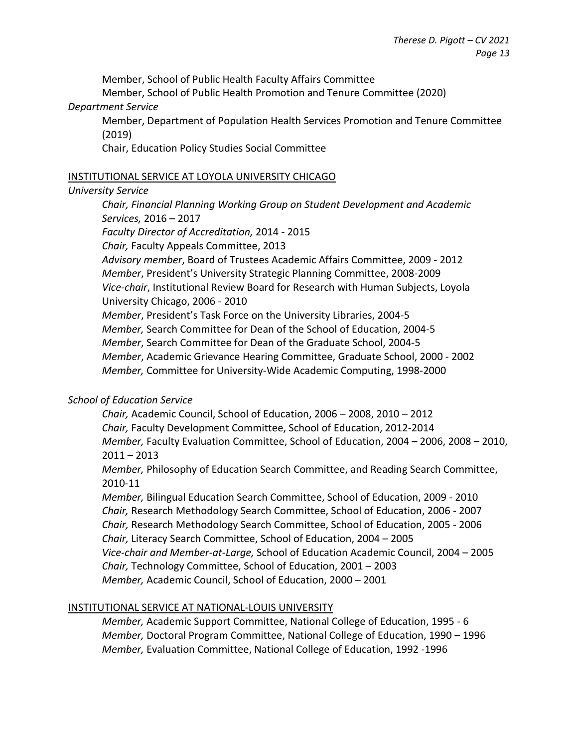Member, School of Public Health Faculty Affairs Committee

Member, School of Public Health Promotion and Tenure Committee (2020)

*Department Service*

Member, Department of Population Health Services Promotion and Tenure Committee (2019)

Chair, Education Policy Studies Social Committee

<u>INSTITUTIONAL SERVICE AT LOYOLA UNIVERSITY CHICAGO</u>

*University Service*

*Chair, Financial Planning Working Group on Student Development and Academic Services,* 2016 – 2017

*Faculty Director of Accreditation,* 2014 - 2015

*Chair,* Faculty Appeals Committee, 2013

*Advisory member*, Board of Trustees Academic Affairs Committee, 2009 - 2012

*Member*, President's University Strategic Planning Committee, 2008-2009

*Vice-chair*, Institutional Review Board for Research with Human Subjects, Loyola University Chicago, 2006 - 2010

*Member*, President's Task Force on the University Libraries, 2004-5

*Member,* Search Committee for Dean of the School of Education, 2004-5

*Member*, Search Committee for Dean of the Graduate School, 2004-5

*Member*, Academic Grievance Hearing Committee, Graduate School, 2000 - 2002

*Member,* Committee for University-Wide Academic Computing, 1998-2000

*School of Education Service*

*Chair,* Academic Council, School of Education, 2006 – 2008, 2010 – 2012

*Chair,* Faculty Development Committee, School of Education, 2012-2014

*Member,* Faculty Evaluation Committee, School of Education, 2004 – 2006, 2008 – 2010, 2011 – 2013

*Member,* Philosophy of Education Search Committee, and Reading Search Committee, 2010-11

*Member,* Bilingual Education Search Committee, School of Education, 2009 - 2010

*Chair,* Research Methodology Search Committee, School of Education, 2006 - 2007

*Chair,* Research Methodology Search Committee, School of Education, 2005 - 2006

*Chair,* Literacy Search Committee, School of Education, 2004 – 2005

*Vice-chair and Member-at-Large,* School of Education Academic Council, 2004 – 2005

*Chair,* Technology Committee, School of Education, 2001 – 2003

*Member,* Academic Council, School of Education, 2000 – 2001

<u>INSTITUTIONAL SERVICE AT NATIONAL-LOUIS UNIVERSITY</u>

*Member,* Academic Support Committee, National College of Education, 1995 - 6

*Member,* Doctoral Program Committee, National College of Education, 1990 – 1996

*Member,* Evaluation Committee, National College of Education, 1992 -1996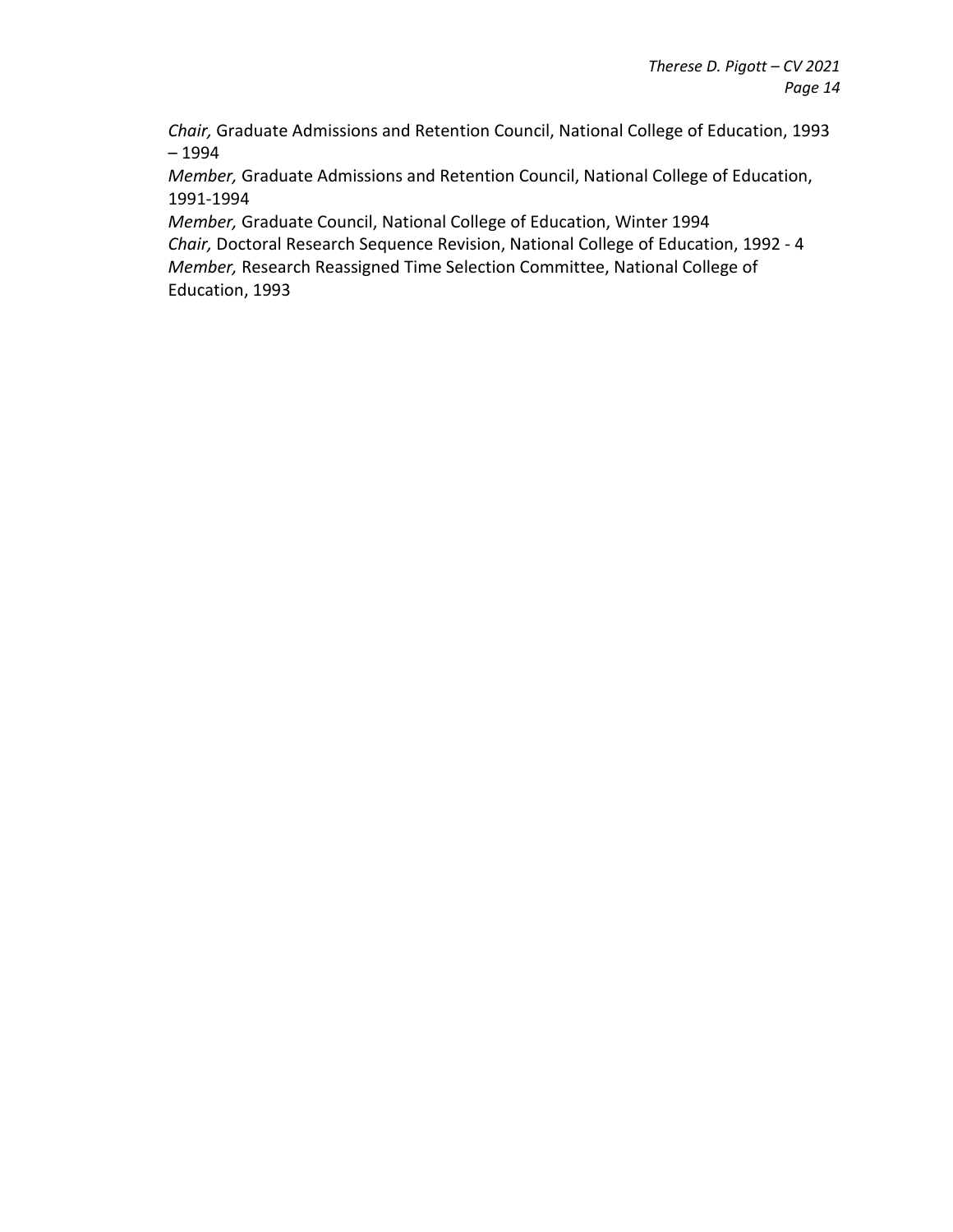*Chair,* Graduate Admissions and Retention Council, National College of Education, 1993 – 1994

*Member,* Graduate Admissions and Retention Council, National College of Education, 1991-1994

*Member,* Graduate Council, National College of Education, Winter 1994

*Chair,* Doctoral Research Sequence Revision, National College of Education, 1992 - 4

*Member,* Research Reassigned Time Selection Committee, National College of Education, 1993